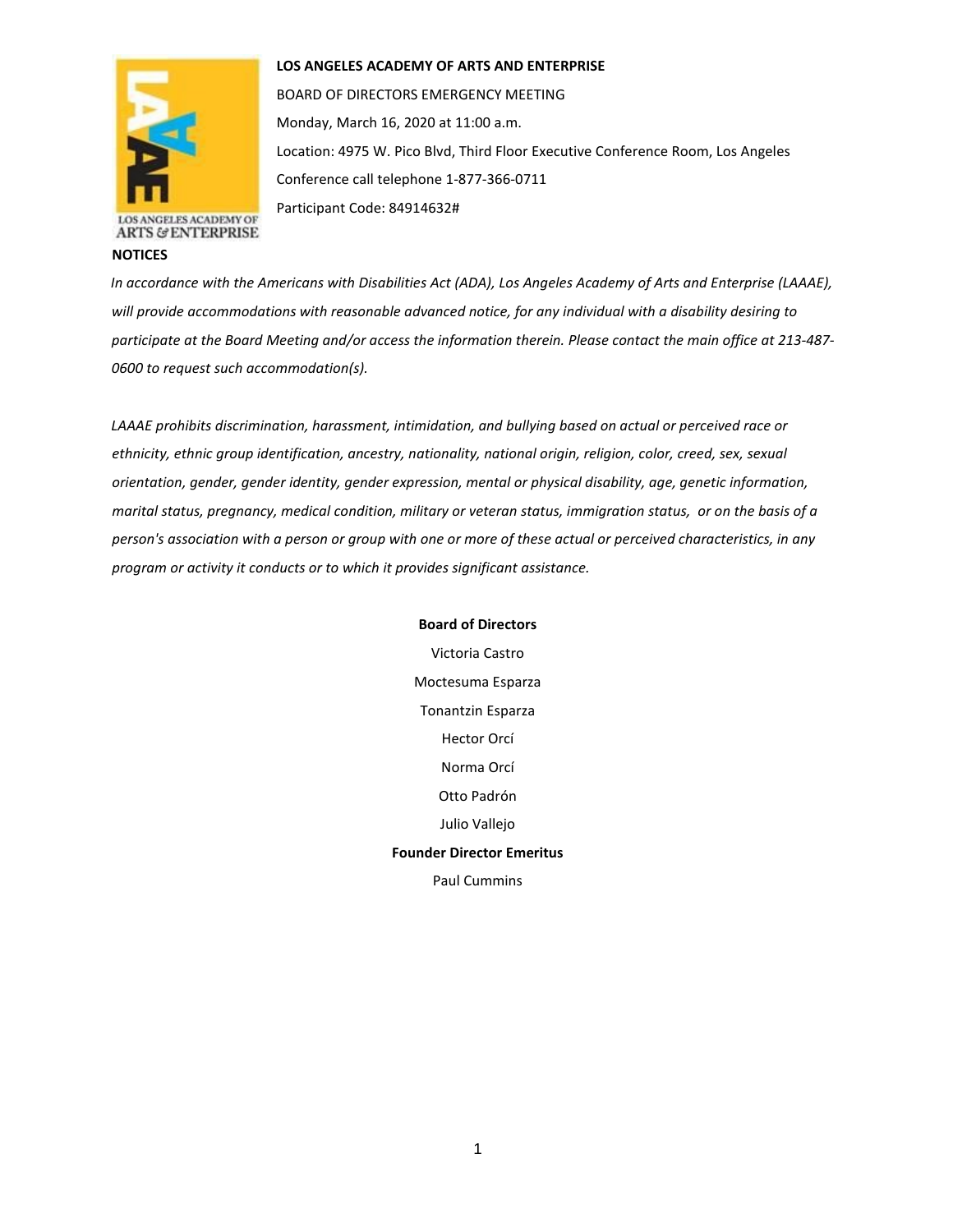**LOS ANGELES ACADEMY OF ARTS AND ENTERPRISE**

BOARD OF DIRECTORS EMERGENCY MEETING

Monday, March 16, 2020 at 11:00 a.m.

Location: 4975 W. Pico Blvd, Third Floor Executive Conference Room, Los Angeles

Conference call telephone 1-877-366-0711

Participant Code: 84914632#

**NOTICES**

*In accordance with the Americans with Disabilities Act (ADA), Los Angeles Academy of Arts and Enterprise (LAAAE), will provide accommodations with reasonable advanced notice, for any individual with a disability desiring to participate at the Board Meeting and/or access the information therein. Please contact the main office at 213-487-0600 to request such accommodation(s).*

*LAAAE prohibits discrimination, harassment, intimidation, and bullying based on actual or perceived race or ethnicity, ethnic group identification, ancestry, nationality, national origin, religion, color, creed, sex, sexual orientation, gender, gender identity, gender expression, mental or physical disability, age, genetic information, marital status, pregnancy, medical condition, military or veteran status, immigration status, or on the basis of a person's association with a person or group with one or more of these actual or perceived characteristics, in any program or activity it conducts or to which it provides significant assistance.*

**Board of Directors**

Victoria Castro

Moctesuma Esparza

Tonantzin Esparza

Hector Orcí

Norma Orcí

Otto Padrón

Julio Vallejo

**Founder Director Emeritus**

Paul Cummins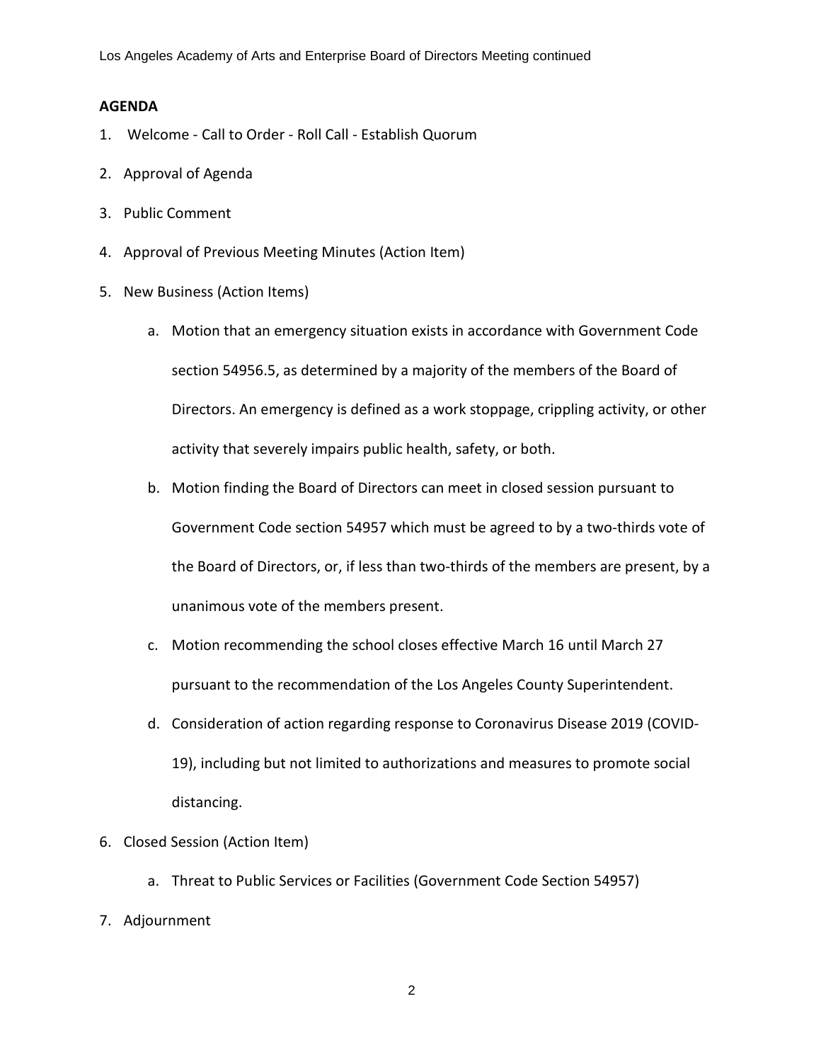## AGENDA

1. Welcome - Call to Order - Roll Call - Establish Quorum
2. Approval of Agenda
3. Public Comment
4. Approval of Previous Meeting Minutes (Action Item)
5. New Business (Action Items)
    a. Motion that an emergency situation exists in accordance with Government Code section 54956.5, as determined by a majority of the members of the Board of Directors. An emergency is defined as a work stoppage, crippling activity, or other activity that severely impairs public health, safety, or both.
    b. Motion finding the Board of Directors can meet in closed session pursuant to Government Code section 54957 which must be agreed to by a two-thirds vote of the Board of Directors, or, if less than two-thirds of the members are present, by a unanimous vote of the members present.
    c. Motion recommending the school closes effective March 16 until March 27 pursuant to the recommendation of the Los Angeles County Superintendent.
    d. Consideration of action regarding response to Coronavirus Disease 2019 (COVID-19), including but not limited to authorizations and measures to promote social distancing.
6. Closed Session (Action Item)
    a. Threat to Public Services or Facilities (Government Code Section 54957)
7. Adjournment